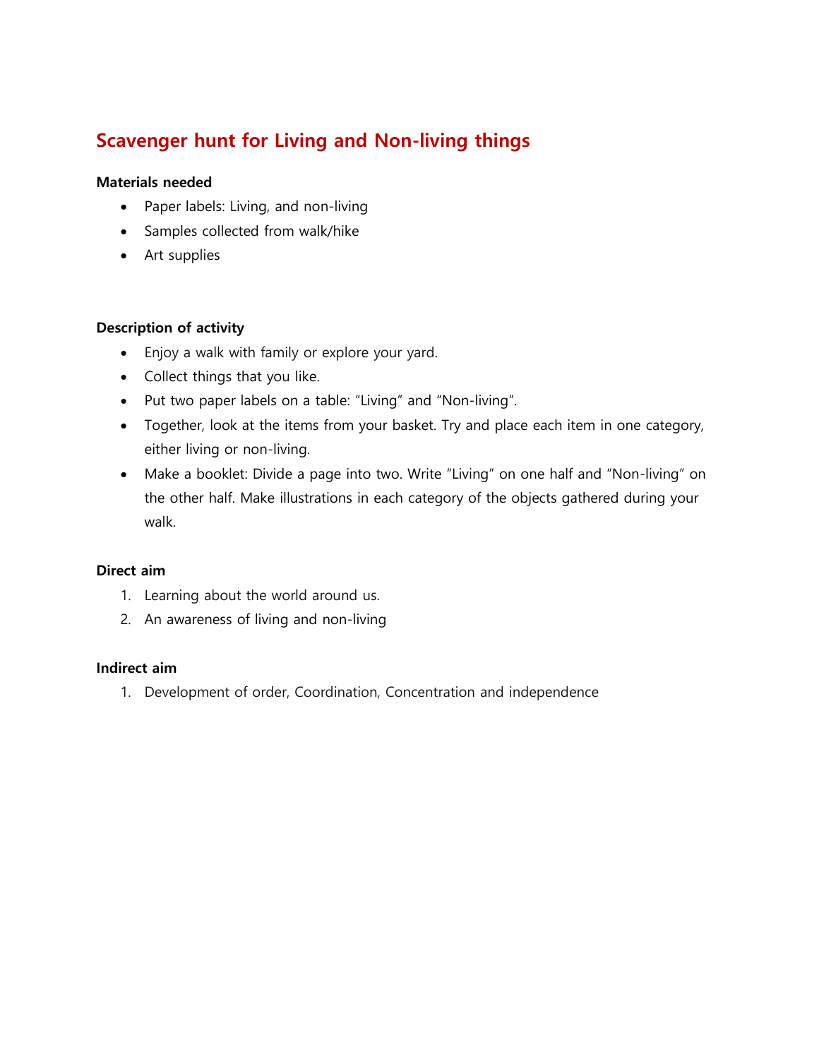## Scavenger hunt for Living and Non-living things

**Materials needed**

- Paper labels: Living, and non-living
- Samples collected from walk/hike
- Art supplies

**Description of activity**

- Enjoy a walk with family or explore your yard.
- Collect things that you like.
- Put two paper labels on a table: "Living" and "Non-living".
- Together, look at the items from your basket. Try and place each item in one category, either living or non-living.
- Make a booklet: Divide a page into two. Write "Living" on one half and "Non-living" on the other half. Make illustrations in each category of the objects gathered during your walk.

**Direct aim**

1. Learning about the world around us.
2. An awareness of living and non-living

**Indirect aim**

1. Development of order, Coordination, Concentration and independence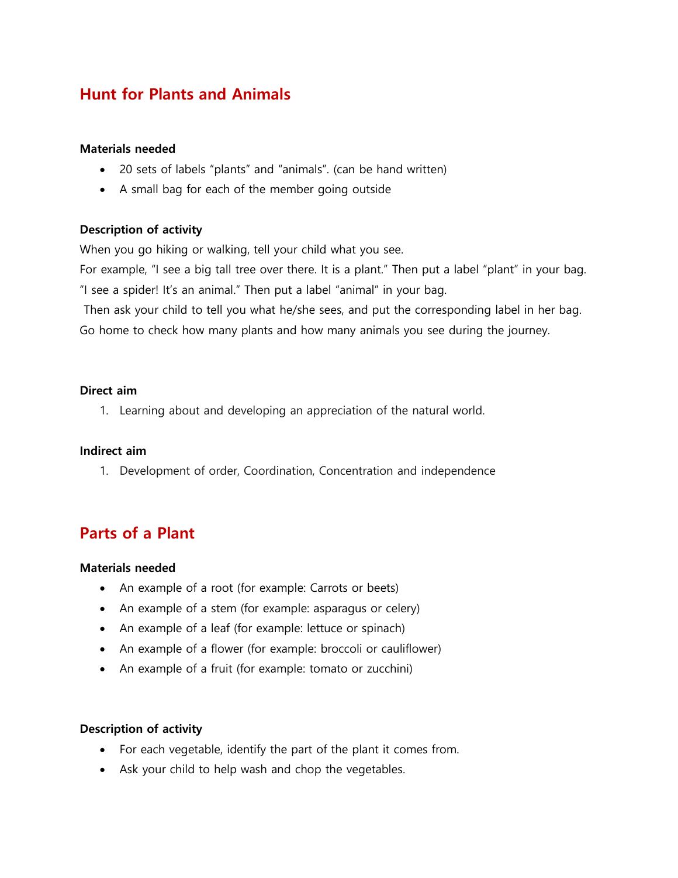## Hunt for Plants and Animals

**Materials needed**

- 20 sets of labels “plants” and “animals”. (can be hand written)
- A small bag for each of the member going outside

**Description of activity**

When you go hiking or walking, tell your child what you see.
For example, “I see a big tall tree over there. It is a plant.” Then put a label “plant” in your bag.
“I see a spider! It’s an animal.” Then put a label “animal” in your bag.
Then ask your child to tell you what he/she sees, and put the corresponding label in her bag.
Go home to check how many plants and how many animals you see during the journey.

**Direct aim**

1. Learning about and developing an appreciation of the natural world.

**Indirect aim**

1. Development of order, Coordination, Concentration and independence

## Parts of a Plant

**Materials needed**

- An example of a root (for example: Carrots or beets)
- An example of a stem (for example: asparagus or celery)
- An example of a leaf (for example: lettuce or spinach)
- An example of a flower (for example: broccoli or cauliflower)
- An example of a fruit (for example: tomato or zucchini)

**Description of activity**

- For each vegetable, identify the part of the plant it comes from.
- Ask your child to help wash and chop the vegetables.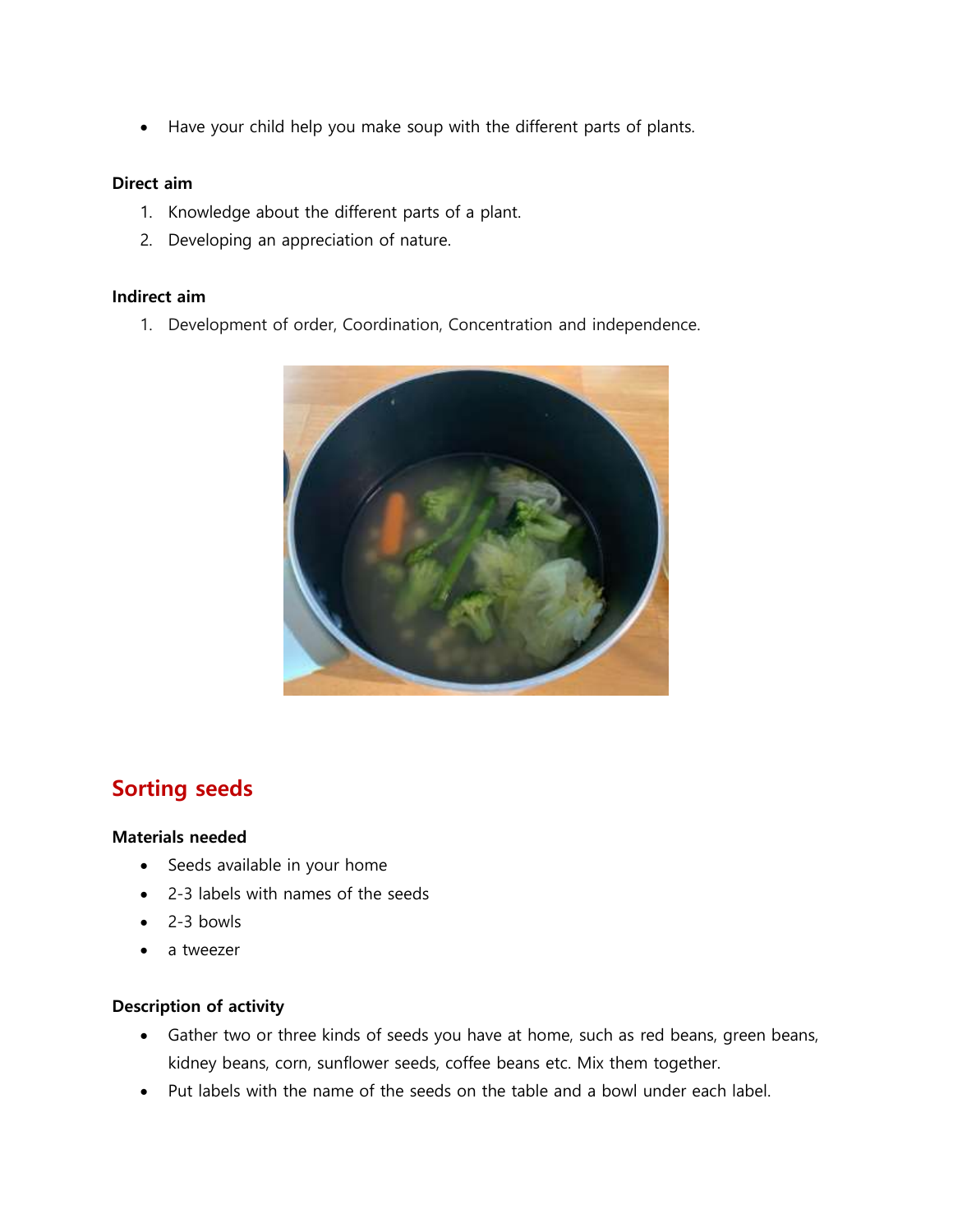- Have your child help you make soup with the different parts of plants.

**Direct aim**

1. Knowledge about the different parts of a plant.
2. Developing an appreciation of nature.

**Indirect aim**

1. Development of order, Coordination, Concentration and independence.

## Sorting seeds

**Materials needed**

- Seeds available in your home
- 2-3 labels with names of the seeds
- 2-3 bowls
- a tweezer

**Description of activity**

- Gather two or three kinds of seeds you have at home, such as red beans, green beans, kidney beans, corn, sunflower seeds, coffee beans etc. Mix them together.
- Put labels with the name of the seeds on the table and a bowl under each label.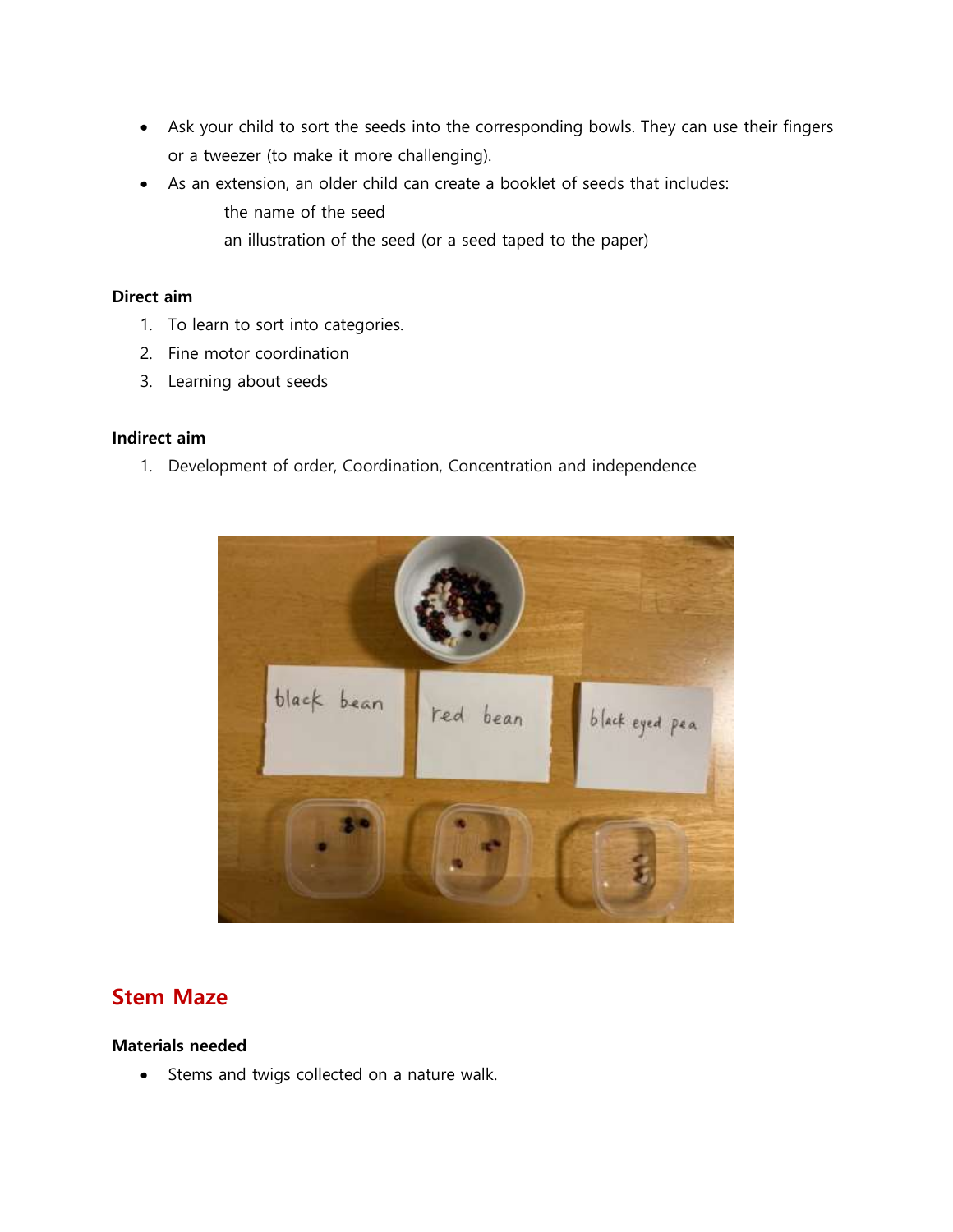- Ask your child to sort the seeds into the corresponding bowls. They can use their fingers or a tweezer (to make it more challenging).
- As an extension, an older child can create a booklet of seeds that includes:
  - the name of the seed
  - an illustration of the seed (or a seed taped to the paper)

**Direct aim**

1. To learn to sort into categories.
2. Fine motor coordination
3. Learning about seeds

**Indirect aim**

1. Development of order, Coordination, Concentration and independence

## Stem Maze

**Materials needed**

- Stems and twigs collected on a nature walk.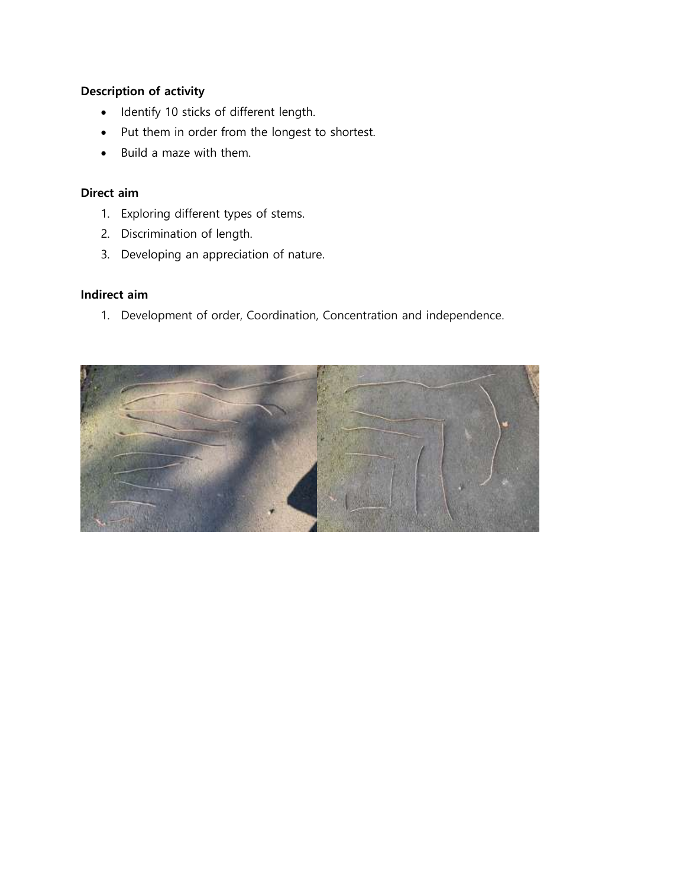**Description of activity**

- Identify 10 sticks of different length.
- Put them in order from the longest to shortest.
- Build a maze with them.

**Direct aim**

1. Exploring different types of stems.
2. Discrimination of length.
3. Developing an appreciation of nature.

**Indirect aim**

1. Development of order, Coordination, Concentration and independence.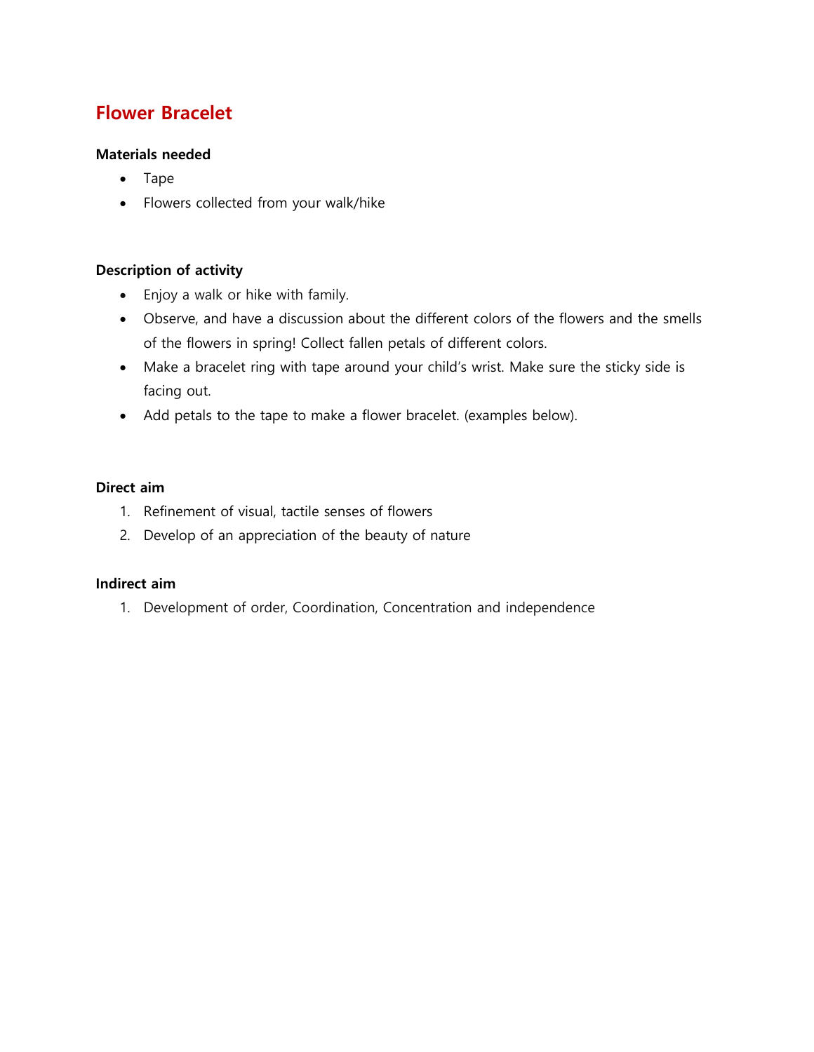## Flower Bracelet

**Materials needed**

- Tape
- Flowers collected from your walk/hike

**Description of activity**

- Enjoy a walk or hike with family.
- Observe, and have a discussion about the different colors of the flowers and the smells of the flowers in spring! Collect fallen petals of different colors.
- Make a bracelet ring with tape around your child's wrist. Make sure the sticky side is facing out.
- Add petals to the tape to make a flower bracelet. (examples below).

**Direct aim**

1. Refinement of visual, tactile senses of flowers
2. Develop of an appreciation of the beauty of nature

**Indirect aim**

1. Development of order, Coordination, Concentration and independence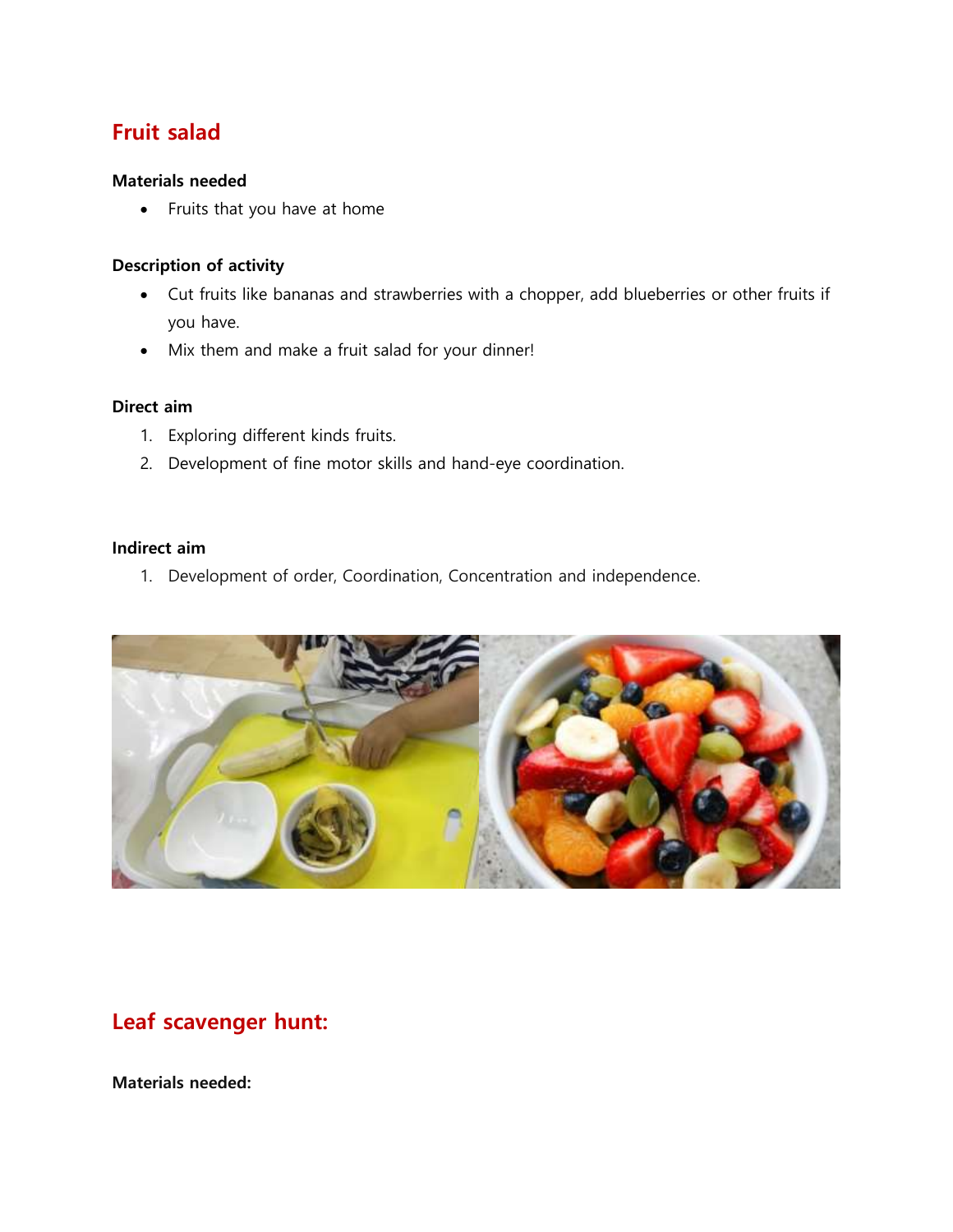## Fruit salad

**Materials needed**

- Fruits that you have at home

**Description of activity**

- Cut fruits like bananas and strawberries with a chopper, add blueberries or other fruits if you have.
- Mix them and make a fruit salad for your dinner!

**Direct aim**

1. Exploring different kinds fruits.
2. Development of fine motor skills and hand-eye coordination.

**Indirect aim**

1. Development of order, Coordination, Concentration and independence.

## Leaf scavenger hunt:

**Materials needed:**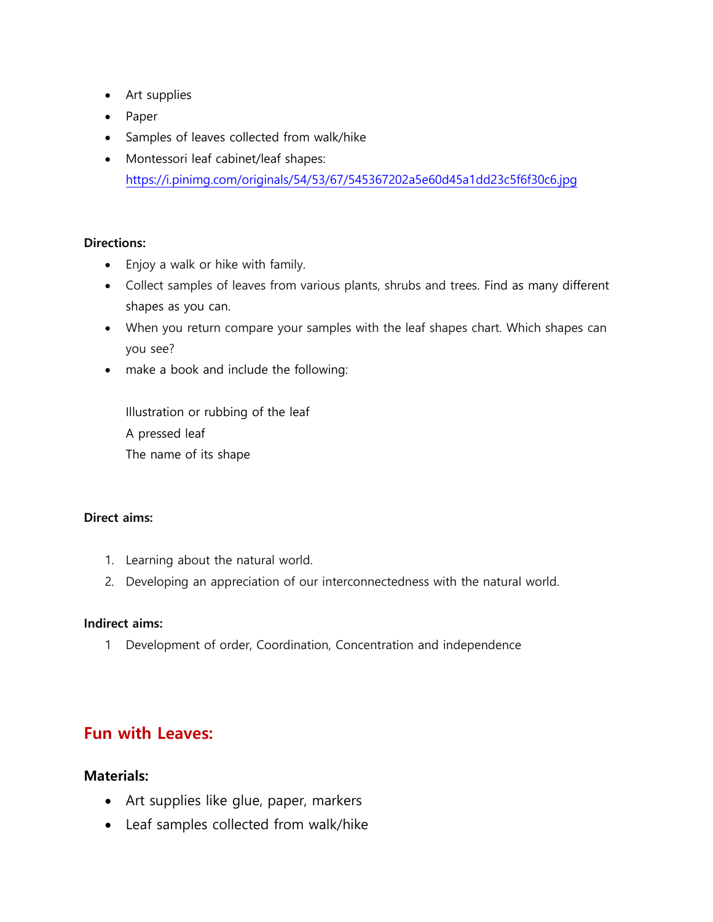- Art supplies
- Paper
- Samples of leaves collected from walk/hike
- Montessori leaf cabinet/leaf shapes: https://i.pinimg.com/originals/54/53/67/545367202a5e60d45a1dd23c5f6f30c6.jpg

**Directions:**

- Enjoy a walk or hike with family.
- Collect samples of leaves from various plants, shrubs and trees. Find as many different shapes as you can.
- When you return compare your samples with the leaf shapes chart. Which shapes can you see?
- make a book and include the following:

  Illustration or rubbing of the leaf
  A pressed leaf
  The name of its shape

**Direct aims:**

1. Learning about the natural world.
2. Developing an appreciation of our interconnectedness with the natural world.

**Indirect aims:**

1 Development of order, Coordination, Concentration and independence

## Fun with Leaves:

### Materials:

- Art supplies like glue, paper, markers
- Leaf samples collected from walk/hike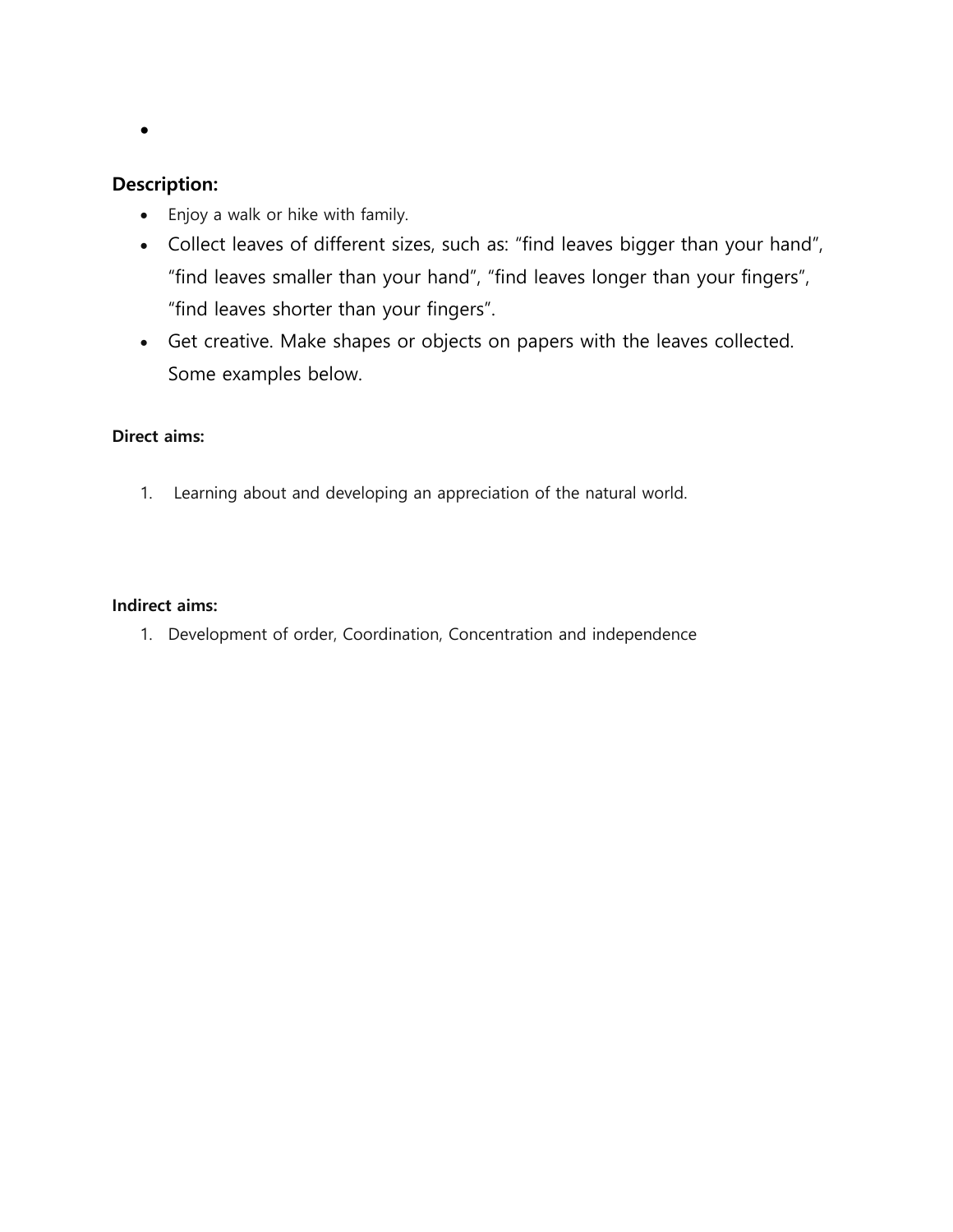- 

## Description:

- Enjoy a walk or hike with family.
- Collect leaves of different sizes, such as: “find leaves bigger than your hand”, “find leaves smaller than your hand”, “find leaves longer than your fingers”, “find leaves shorter than your fingers”.
- Get creative. Make shapes or objects on papers with the leaves collected. Some examples below.

**Direct aims:**

1. Learning about and developing an appreciation of the natural world.

**Indirect aims:**

1. Development of order, Coordination, Concentration and independence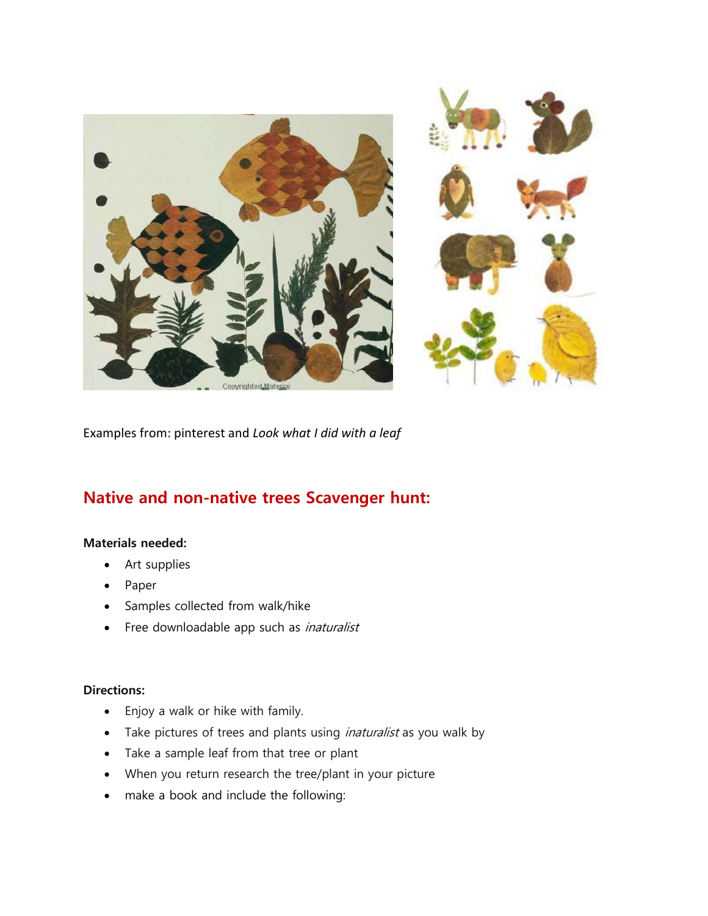Examples from: pinterest and *Look what I did with a leaf*

## Native and non-native trees Scavenger hunt:

**Materials needed:**

- Art supplies
- Paper
- Samples collected from walk/hike
- Free downloadable app such as *inaturalist*

**Directions:**

- Enjoy a walk or hike with family.
- Take pictures of trees and plants using *inaturalist* as you walk by
- Take a sample leaf from that tree or plant
- When you return research the tree/plant in your picture
- make a book and include the following: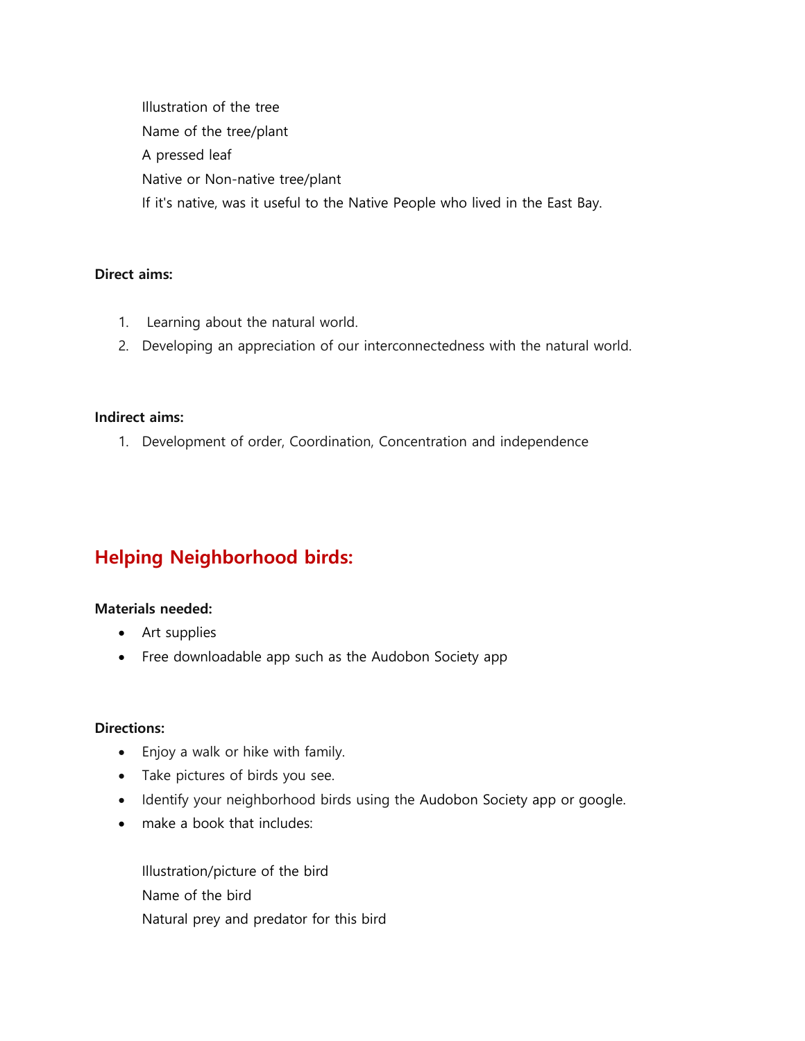Illustration of the tree
Name of the tree/plant
A pressed leaf
Native or Non-native tree/plant
If it's native, was it useful to the Native People who lived in the East Bay.

**Direct aims:**

1. Learning about the natural world.
2. Developing an appreciation of our interconnectedness with the natural world.

**Indirect aims:**

1. Development of order, Coordination, Concentration and independence

## Helping Neighborhood birds:

**Materials needed:**

- Art supplies
- Free downloadable app such as the Audobon Society app

**Directions:**

- Enjoy a walk or hike with family.
- Take pictures of birds you see.
- Identify your neighborhood birds using the Audobon Society app or google.
- make a book that includes:

Illustration/picture of the bird
Name of the bird
Natural prey and predator for this bird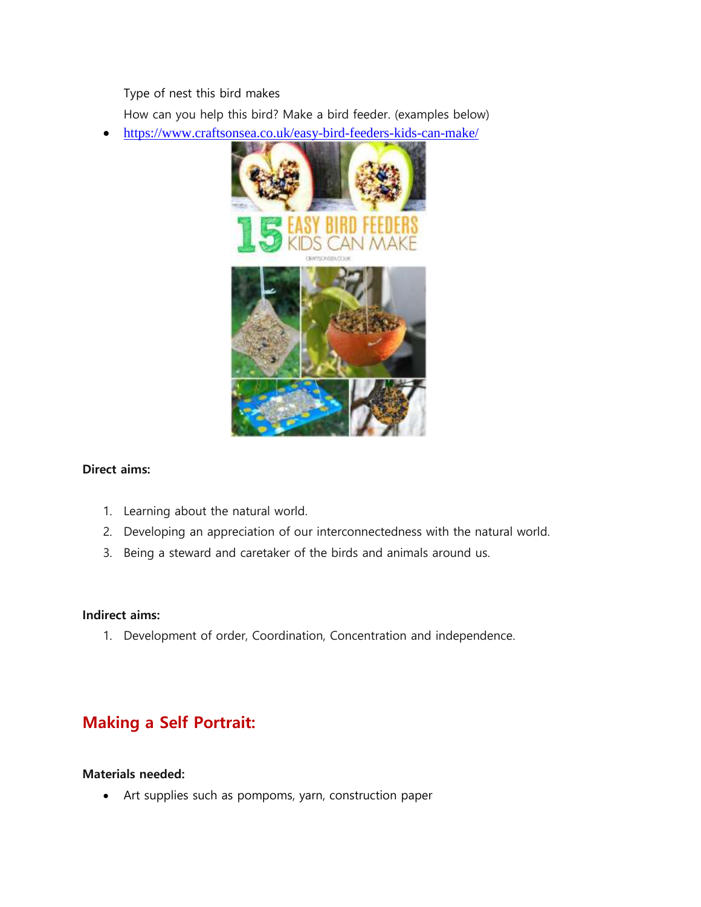Type of nest this bird makes

How can you help this bird? Make a bird feeder. (examples below)

- https://www.craftsonsea.co.uk/easy-bird-feeders-kids-can-make/

**Direct aims:**

1. Learning about the natural world.
2. Developing an appreciation of our interconnectedness with the natural world.
3. Being a steward and caretaker of the birds and animals around us.

**Indirect aims:**

1. Development of order, Coordination, Concentration and independence.

## Making a Self Portrait:

**Materials needed:**

- Art supplies such as pompoms, yarn, construction paper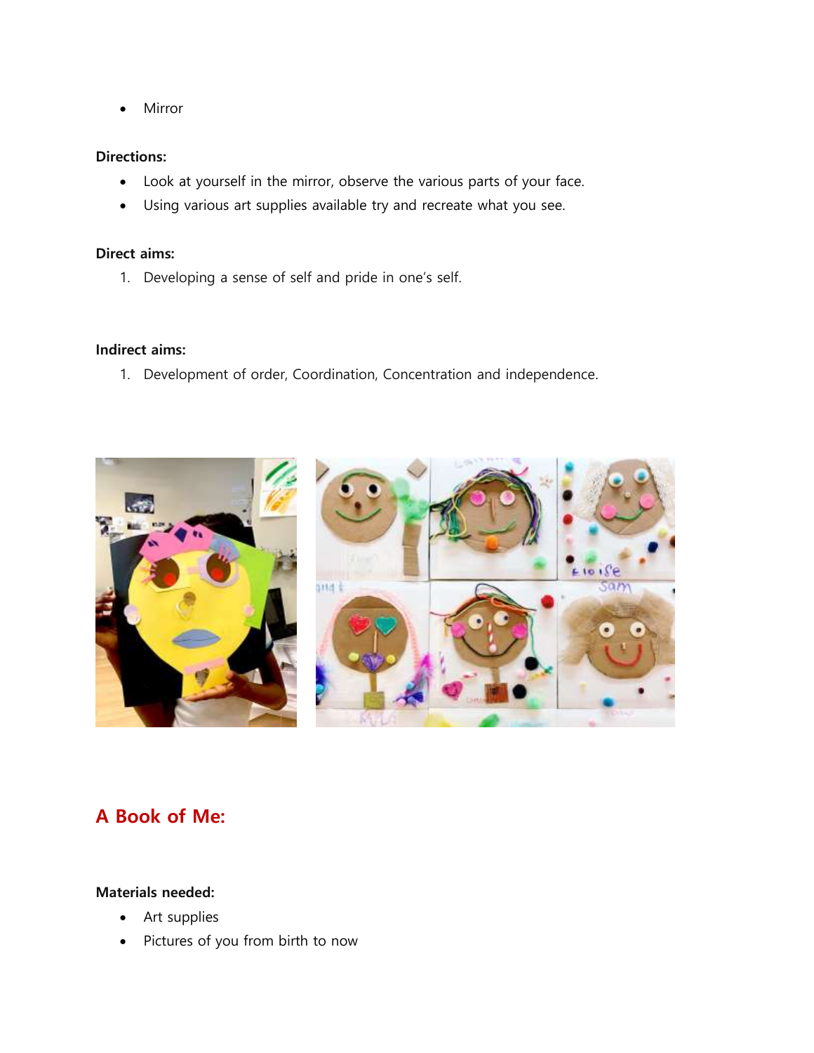- Mirror

**Directions:**

- Look at yourself in the mirror, observe the various parts of your face.
- Using various art supplies available try and recreate what you see.

**Direct aims:**

1. Developing a sense of self and pride in one's self.

**Indirect aims:**

1. Development of order, Coordination, Concentration and independence.

## A Book of Me:

**Materials needed:**

- Art supplies
- Pictures of you from birth to now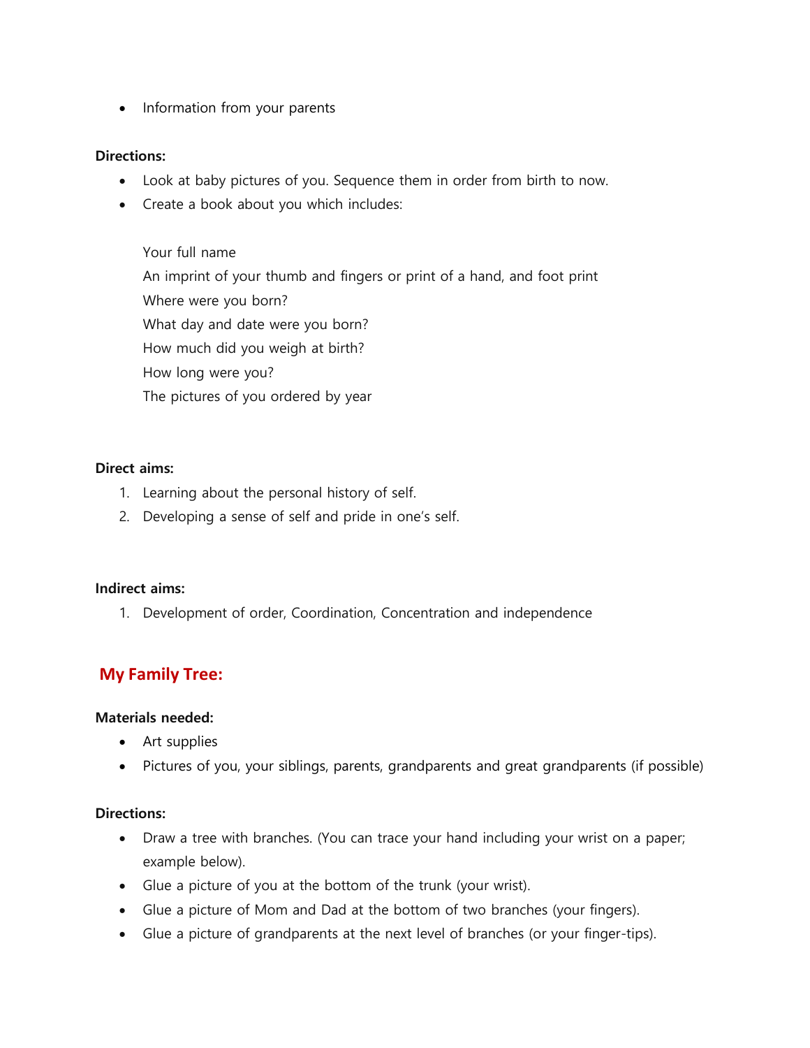- Information from your parents

**Directions:**

- Look at baby pictures of you. Sequence them in order from birth to now.
- Create a book about you which includes:

  Your full name
  An imprint of your thumb and fingers or print of a hand, and foot print
  Where were you born?
  What day and date were you born?
  How much did you weigh at birth?
  How long were you?
  The pictures of you ordered by year

**Direct aims:**

1. Learning about the personal history of self.
2. Developing a sense of self and pride in one's self.

**Indirect aims:**

1. Development of order, Coordination, Concentration and independence

## My Family Tree:

**Materials needed:**

- Art supplies
- Pictures of you, your siblings, parents, grandparents and great grandparents (if possible)

**Directions:**

- Draw a tree with branches. (You can trace your hand including your wrist on a paper; example below).
- Glue a picture of you at the bottom of the trunk (your wrist).
- Glue a picture of Mom and Dad at the bottom of two branches (your fingers).
- Glue a picture of grandparents at the next level of branches (or your finger-tips).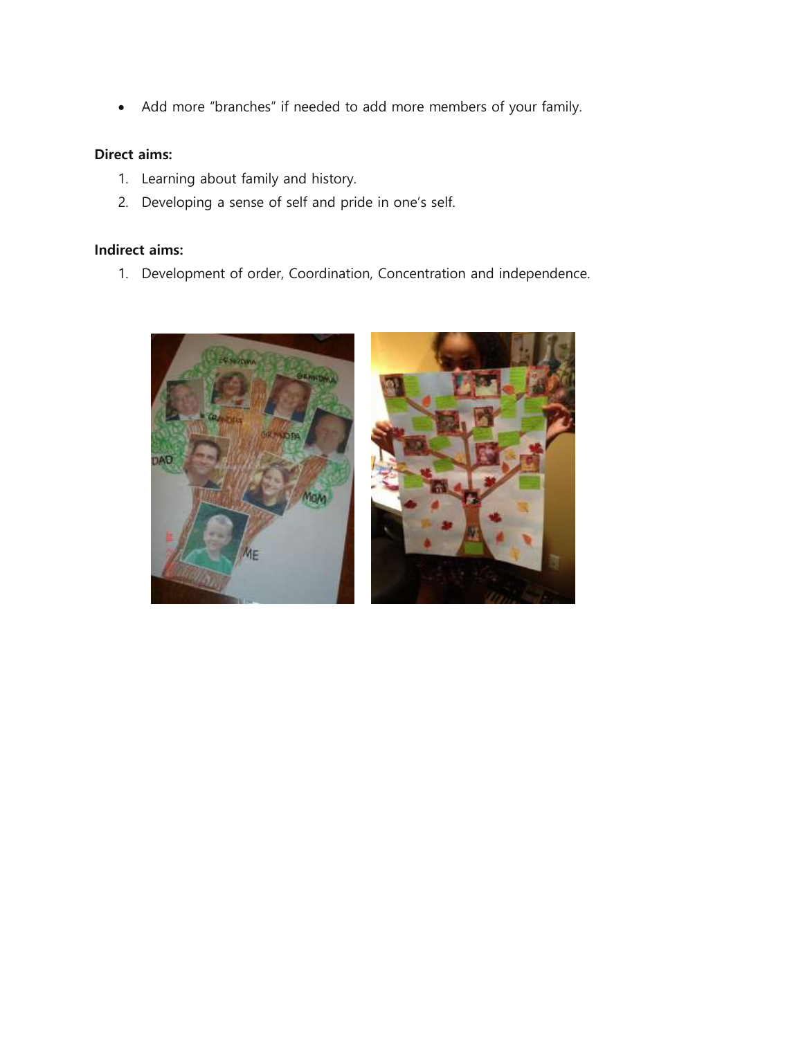- Add more "branches" if needed to add more members of your family.

**Direct aims:**

1. Learning about family and history.
2. Developing a sense of self and pride in one's self.

**Indirect aims:**

1. Development of order, Coordination, Concentration and independence.